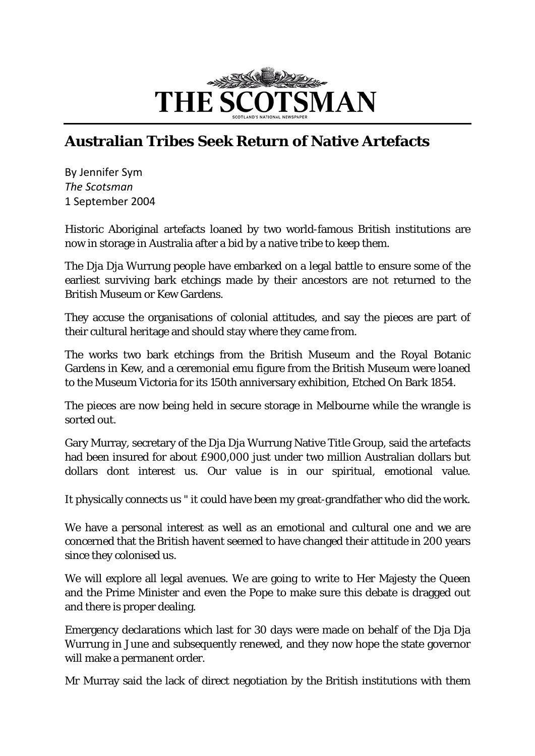# THE SCOTSMAN

SCOTLAND'S NATIONAL NEWSPAPER

## Australian Tribes Seek Return of Native Artefacts

By Jennifer Sym
*The Scotsman*
1 September 2004

Historic Aboriginal artefacts loaned by two world-famous British institutions are now in storage in Australia after a bid by a native tribe to keep them.

The Dja Dja Wurrung people have embarked on a legal battle to ensure some of the earliest surviving bark etchings made by their ancestors are not returned to the British Museum or Kew Gardens.

They accuse the organisations of colonial attitudes, and say the pieces are part of their cultural heritage and should stay where they came from.

The works two bark etchings from the British Museum and the Royal Botanic Gardens in Kew, and a ceremonial emu figure from the British Museum were loaned to the Museum Victoria for its 150th anniversary exhibition, Etched On Bark 1854.

The pieces are now being held in secure storage in Melbourne while the wrangle is sorted out.

Gary Murray, secretary of the Dja Dja Wurrung Native Title Group, said the artefacts had been insured for about £900,000 just under two million Australian dollars but dollars dont interest us. Our value is in our spiritual, emotional value.

It physically connects us " it could have been my great-grandfather who did the work.

We have a personal interest as well as an emotional and cultural one and we are concerned that the British havent seemed to have changed their attitude in 200 years since they colonised us.

We will explore all legal avenues. We are going to write to Her Majesty the Queen and the Prime Minister and even the Pope to make sure this debate is dragged out and there is proper dealing.

Emergency declarations which last for 30 days were made on behalf of the Dja Dja Wurrung in June and subsequently renewed, and they now hope the state governor will make a permanent order.

Mr Murray said the lack of direct negotiation by the British institutions with them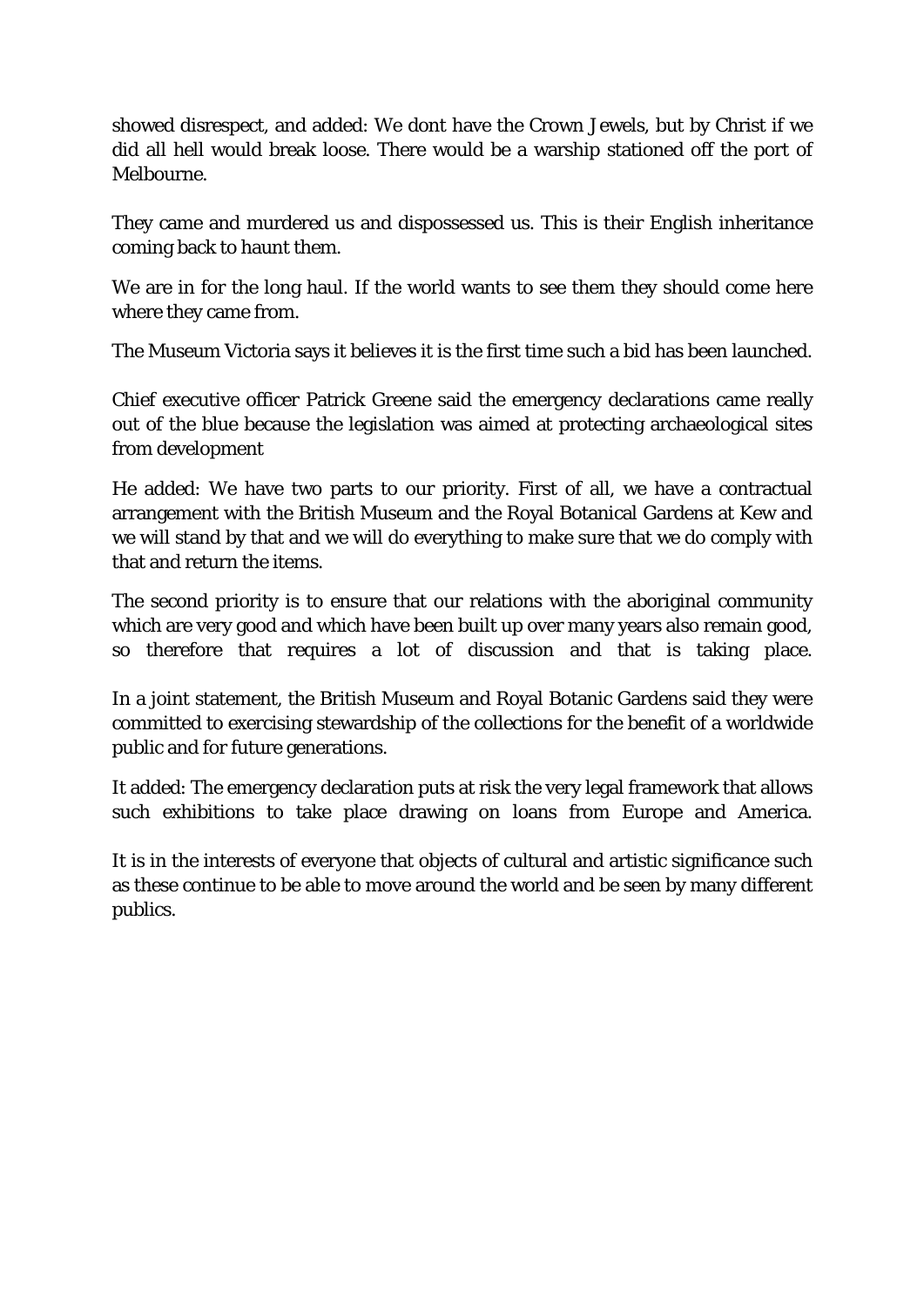showed disrespect, and added: We dont have the Crown Jewels, but by Christ if we did all hell would break loose. There would be a warship stationed off the port of Melbourne.

They came and murdered us and dispossessed us. This is their English inheritance coming back to haunt them.

We are in for the long haul. If the world wants to see them they should come here where they came from.

The Museum Victoria says it believes it is the first time such a bid has been launched.

Chief executive officer Patrick Greene said the emergency declarations came really out of the blue because the legislation was aimed at protecting archaeological sites from development

He added: We have two parts to our priority. First of all, we have a contractual arrangement with the British Museum and the Royal Botanical Gardens at Kew and we will stand by that and we will do everything to make sure that we do comply with that and return the items.

The second priority is to ensure that our relations with the aboriginal community which are very good and which have been built up over many years also remain good, so therefore that requires a lot of discussion and that is taking place.

In a joint statement, the British Museum and Royal Botanic Gardens said they were committed to exercising stewardship of the collections for the benefit of a worldwide public and for future generations.

It added: The emergency declaration puts at risk the very legal framework that allows such exhibitions to take place drawing on loans from Europe and America.

It is in the interests of everyone that objects of cultural and artistic significance such as these continue to be able to move around the world and be seen by many different publics.